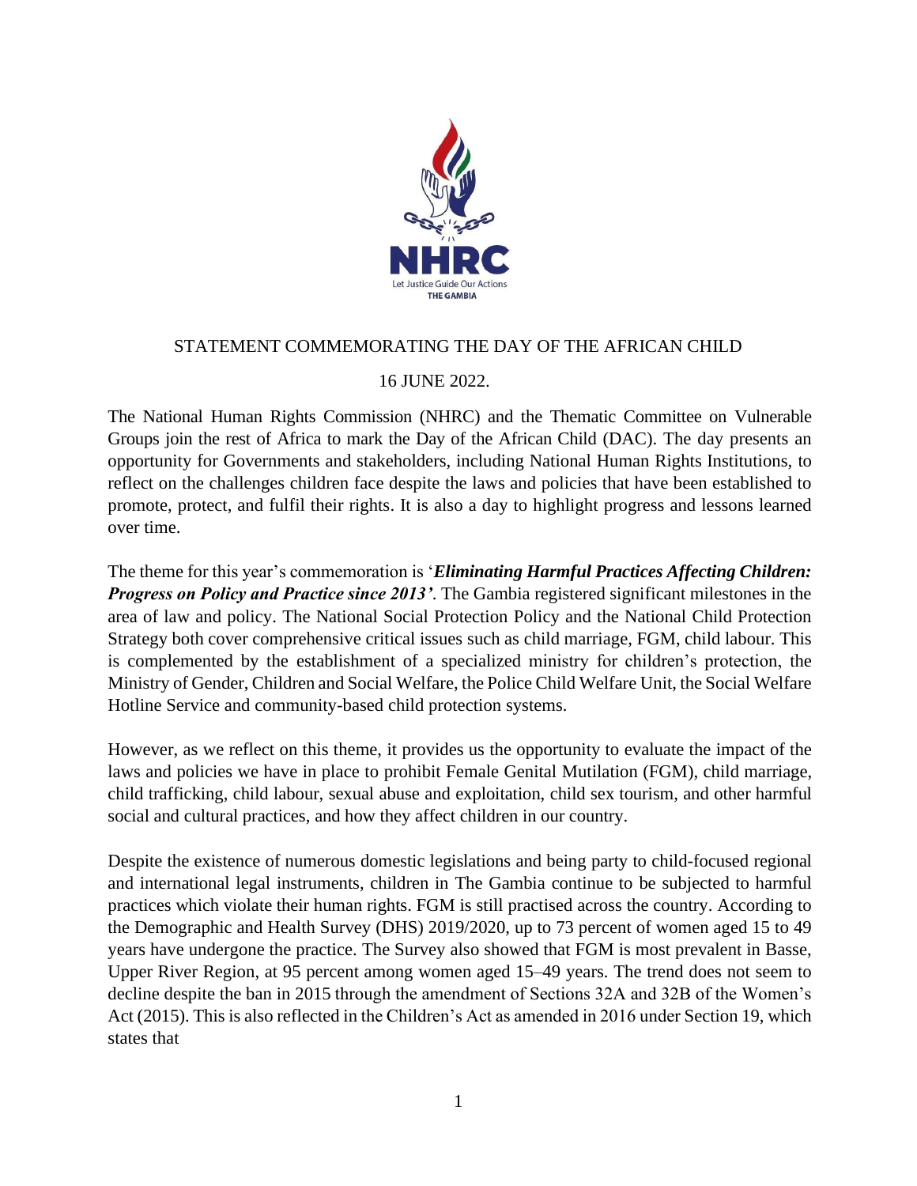NHRC

Let Justice Guide Our Actions

THE GAMBIA

STATEMENT COMMEMORATING THE DAY OF THE AFRICAN CHILD

16 JUNE 2022.

The National Human Rights Commission (NHRC) and the Thematic Committee on Vulnerable Groups join the rest of Africa to mark the Day of the African Child (DAC). The day presents an opportunity for Governments and stakeholders, including National Human Rights Institutions, to reflect on the challenges children face despite the laws and policies that have been established to promote, protect, and fulfil their rights. It is also a day to highlight progress and lessons learned over time.

The theme for this year's commemoration is '***Eliminating Harmful Practices Affecting Children: Progress on Policy and Practice since 2013'***. The Gambia registered significant milestones in the area of law and policy. The National Social Protection Policy and the National Child Protection Strategy both cover comprehensive critical issues such as child marriage, FGM, child labour. This is complemented by the establishment of a specialized ministry for children's protection, the Ministry of Gender, Children and Social Welfare, the Police Child Welfare Unit, the Social Welfare Hotline Service and community-based child protection systems.

However, as we reflect on this theme, it provides us the opportunity to evaluate the impact of the laws and policies we have in place to prohibit Female Genital Mutilation (FGM), child marriage, child trafficking, child labour, sexual abuse and exploitation, child sex tourism, and other harmful social and cultural practices, and how they affect children in our country.

Despite the existence of numerous domestic legislations and being party to child-focused regional and international legal instruments, children in The Gambia continue to be subjected to harmful practices which violate their human rights. FGM is still practised across the country. According to the Demographic and Health Survey (DHS) 2019/2020, up to 73 percent of women aged 15 to 49 years have undergone the practice. The Survey also showed that FGM is most prevalent in Basse, Upper River Region, at 95 percent among women aged 15–49 years. The trend does not seem to decline despite the ban in 2015 through the amendment of Sections 32A and 32B of the Women's Act (2015). This is also reflected in the Children's Act as amended in 2016 under Section 19, which states that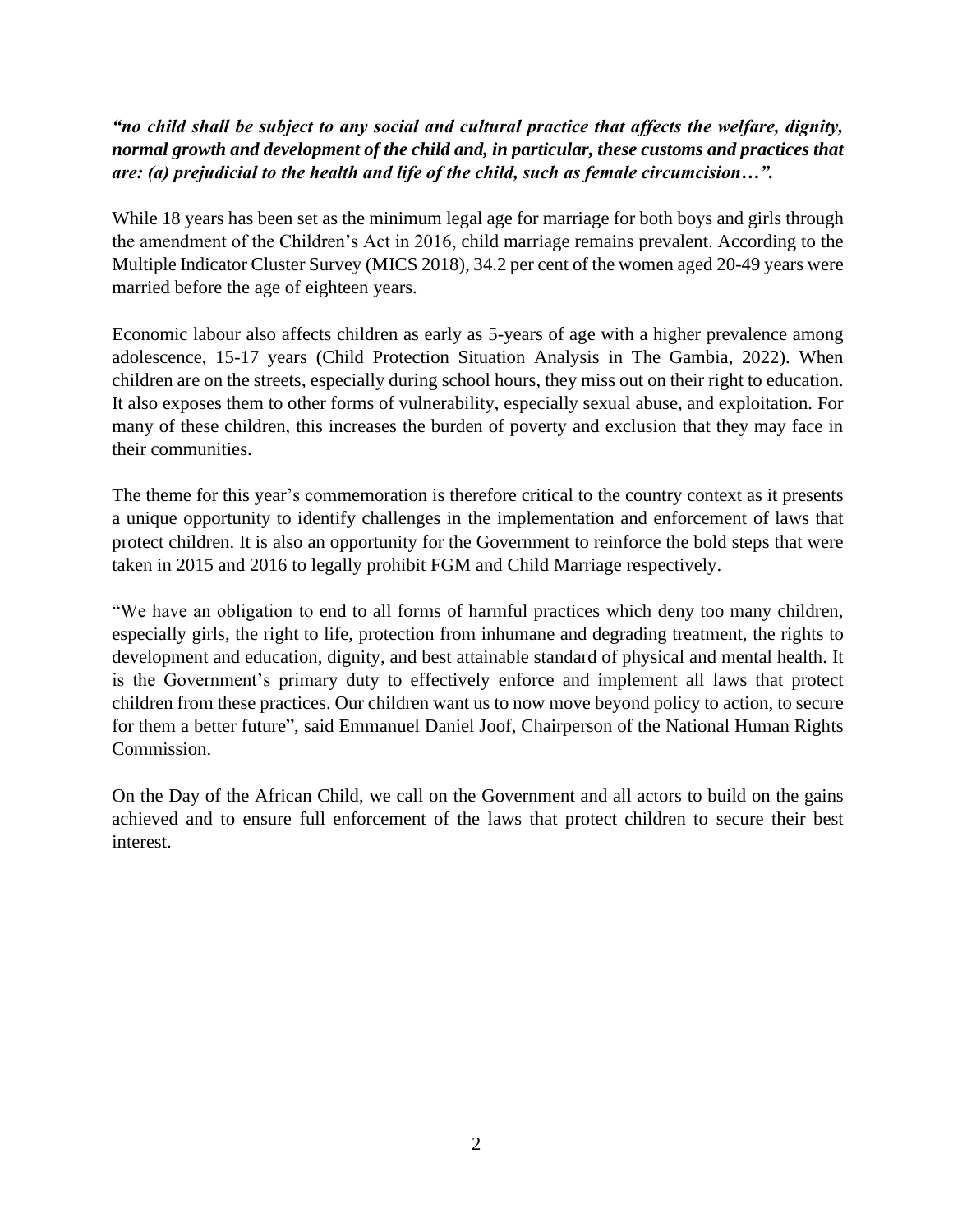***"no child shall be subject to any social and cultural practice that affects the welfare, dignity, normal growth and development of the child and, in particular, these customs and practices that are: (a) prejudicial to the health and life of the child, such as female circumcision…".***

While 18 years has been set as the minimum legal age for marriage for both boys and girls through the amendment of the Children's Act in 2016, child marriage remains prevalent. According to the Multiple Indicator Cluster Survey (MICS 2018), 34.2 per cent of the women aged 20-49 years were married before the age of eighteen years.

Economic labour also affects children as early as 5-years of age with a higher prevalence among adolescence, 15-17 years (Child Protection Situation Analysis in The Gambia, 2022). When children are on the streets, especially during school hours, they miss out on their right to education. It also exposes them to other forms of vulnerability, especially sexual abuse, and exploitation. For many of these children, this increases the burden of poverty and exclusion that they may face in their communities.

The theme for this year's commemoration is therefore critical to the country context as it presents a unique opportunity to identify challenges in the implementation and enforcement of laws that protect children. It is also an opportunity for the Government to reinforce the bold steps that were taken in 2015 and 2016 to legally prohibit FGM and Child Marriage respectively.

"We have an obligation to end to all forms of harmful practices which deny too many children, especially girls, the right to life, protection from inhumane and degrading treatment, the rights to development and education, dignity, and best attainable standard of physical and mental health. It is the Government's primary duty to effectively enforce and implement all laws that protect children from these practices. Our children want us to now move beyond policy to action, to secure for them a better future", said Emmanuel Daniel Joof, Chairperson of the National Human Rights Commission.

On the Day of the African Child, we call on the Government and all actors to build on the gains achieved and to ensure full enforcement of the laws that protect children to secure their best interest.